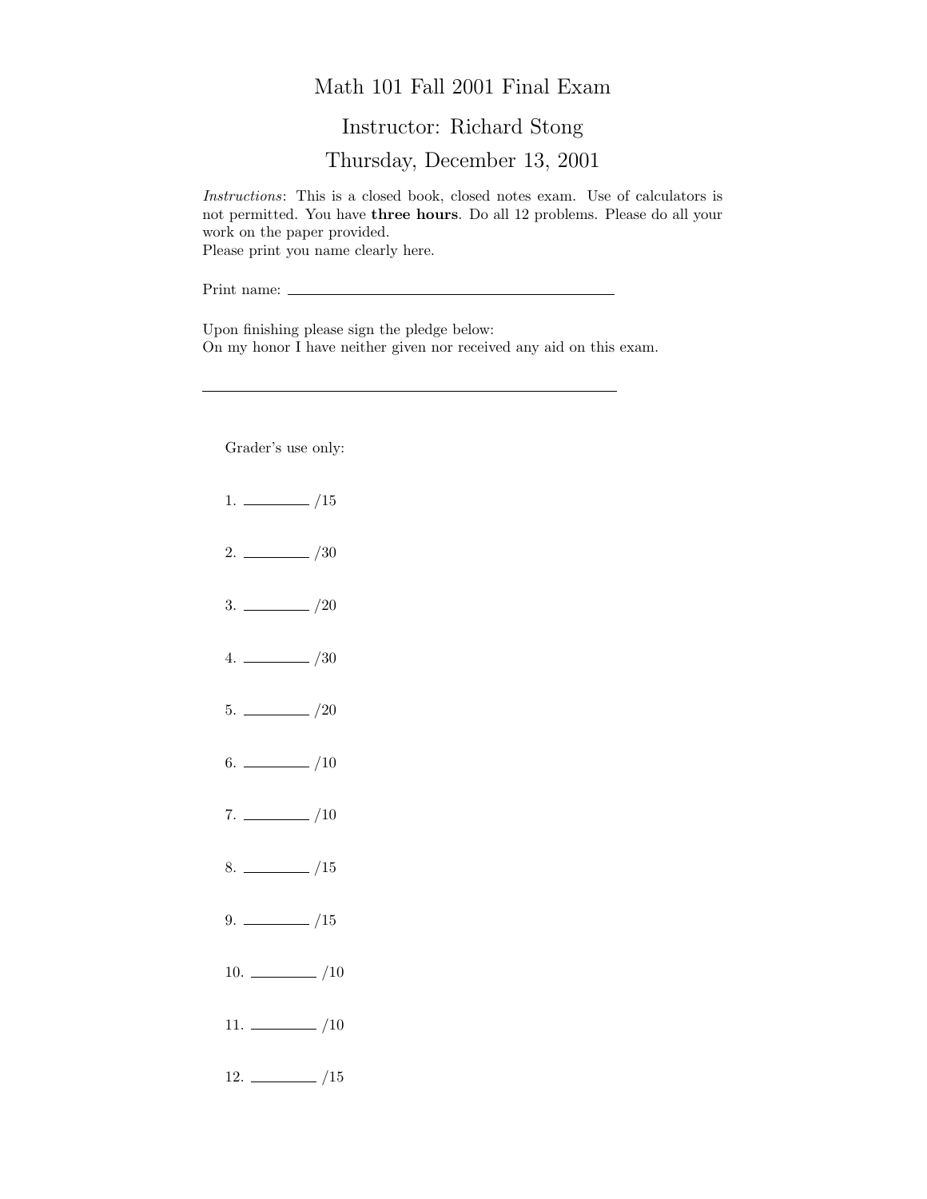# Math 101 Fall 2001 Final Exam

## Instructor: Richard Stong

## Thursday, December 13, 2001

*Instructions*: This is a closed book, closed notes exam. Use of calculators is not permitted. You have **three hours**. Do all 12 problems. Please do all your work on the paper provided.
Please print you name clearly here.

Print name: ________________________________________

Upon finishing please sign the pledge below:
On my honor I have neither given nor received any aid on this exam.

________________________________________

Grader's use only:

1. ________ /15

2. ________ /30

3. ________ /20

4. ________ /30

5. ________ /20

6. ________ /10

7. ________ /10

8. ________ /15

9. ________ /15

10. ________ /10

11. ________ /10

12. ________ /15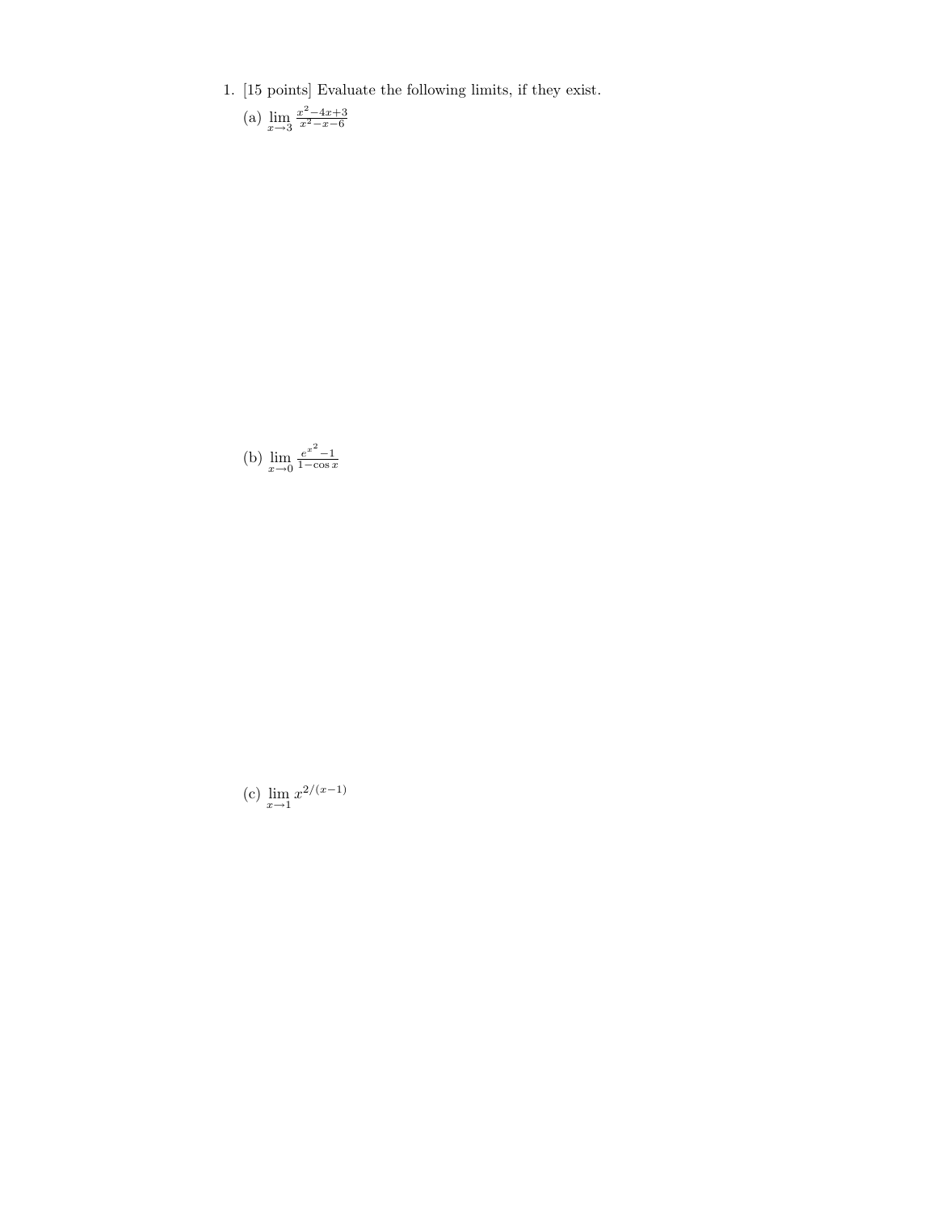1. [15 points] Evaluate the following limits, if they exist.

   (a) $\lim\limits_{x \to 3} \frac{x^2-4x+3}{x^2-x-6}$

   (b) $\lim\limits_{x \to 0} \frac{e^{x^2}-1}{1-\cos x}$

   (c) $\lim\limits_{x \to 1} x^{2/(x-1)}$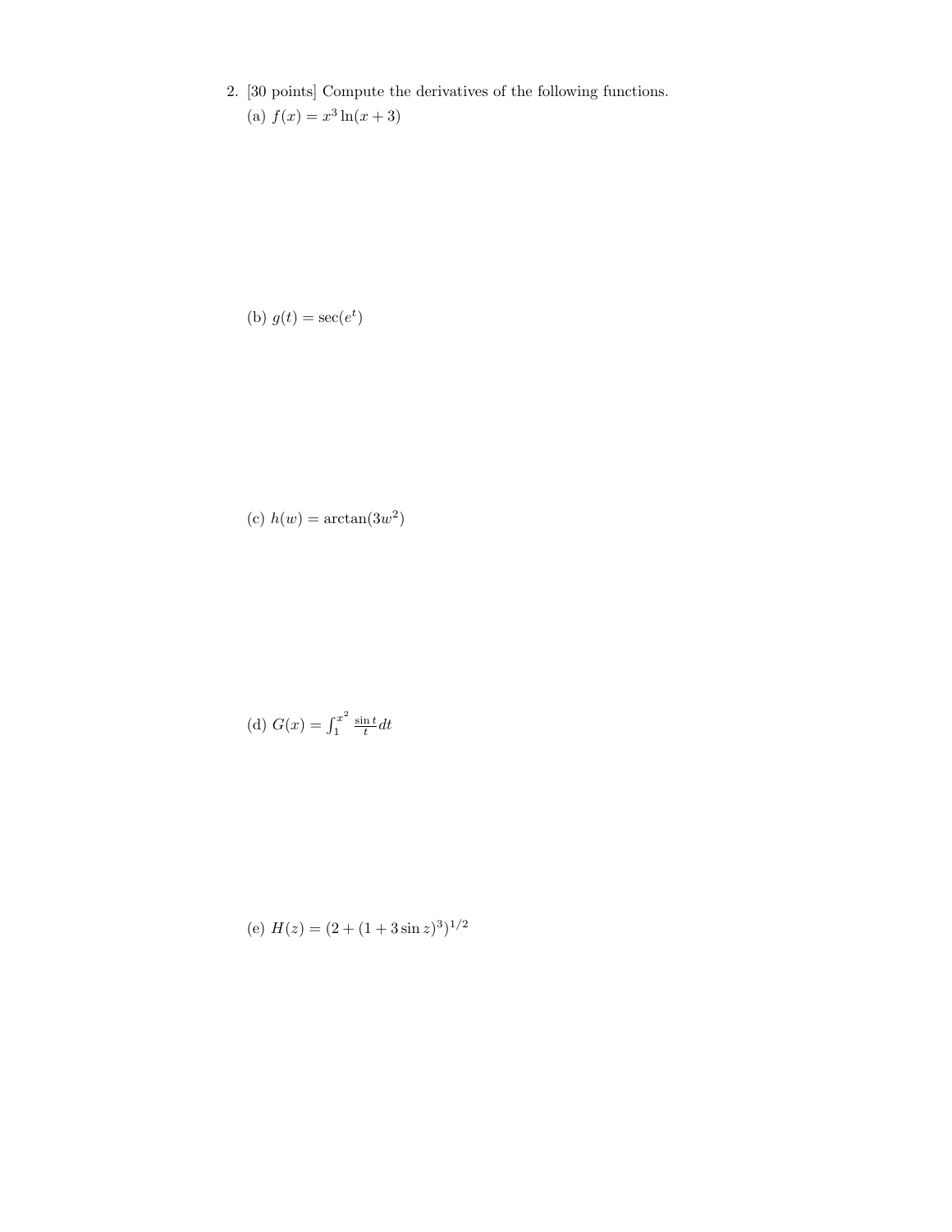2. [30 points] Compute the derivatives of the following functions.

(a) $f(x) = x^3 \ln(x + 3)$

(b) $g(t) = \sec(e^t)$

(c) $h(w) = \arctan(3w^2)$

(d) $G(x) = \int_1^{x^2} \frac{\sin t}{t} dt$

(e) $H(z) = (2 + (1 + 3\sin z)^3)^{1/2}$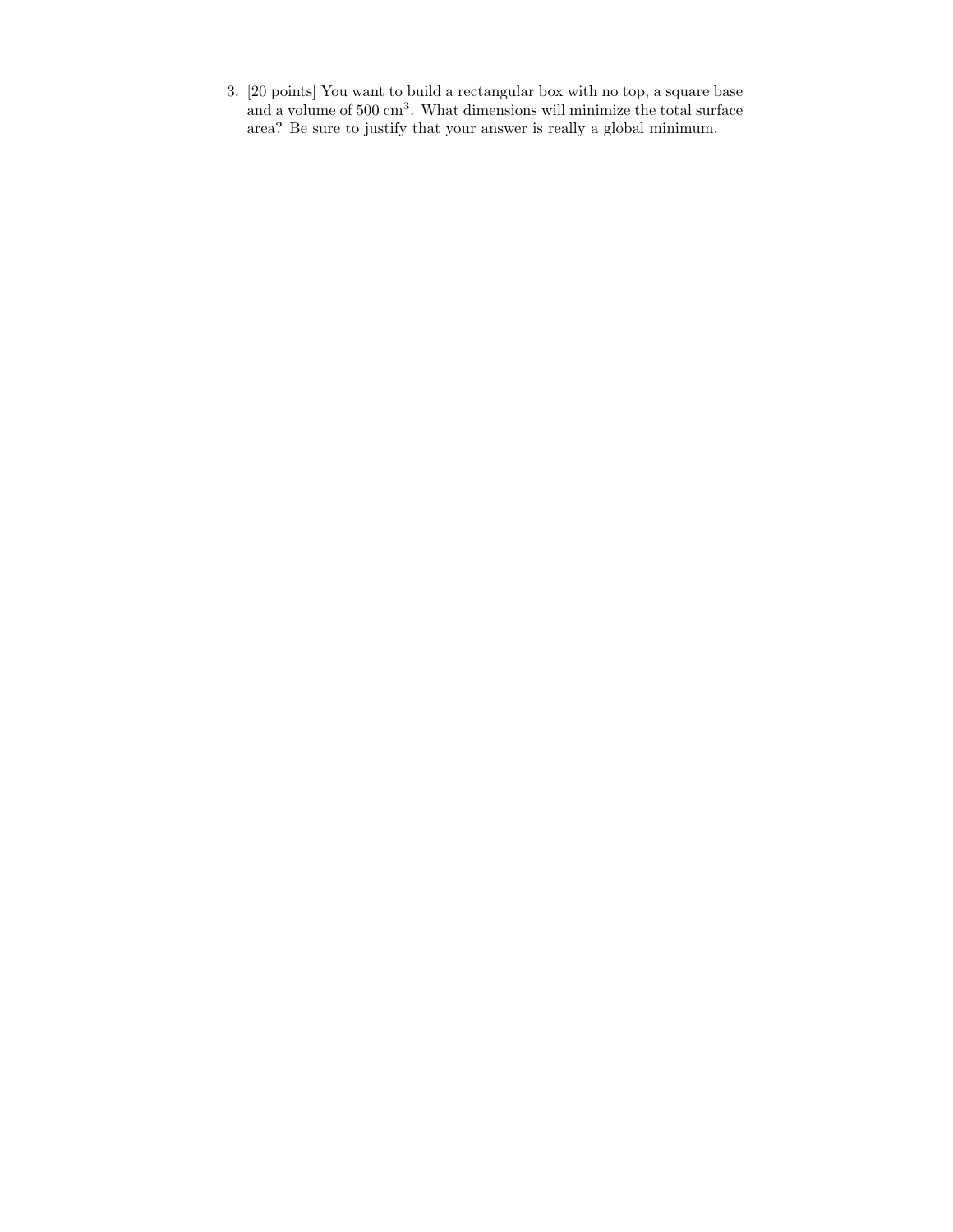3. [20 points] You want to build a rectangular box with no top, a square base and a volume of 500 $\text{cm}^3$. What dimensions will minimize the total surface area? Be sure to justify that your answer is really a global minimum.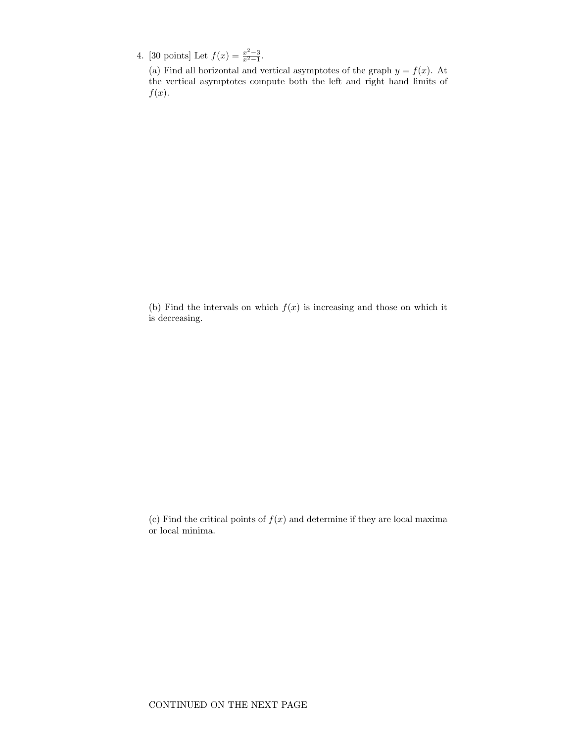4. [30 points] Let $f(x) = \frac{x^2-3}{x^2-1}$.

(a) Find all horizontal and vertical asymptotes of the graph $y = f(x)$. At the vertical asymptotes compute both the left and right hand limits of $f(x)$.

(b) Find the intervals on which $f(x)$ is increasing and those on which it is decreasing.

(c) Find the critical points of $f(x)$ and determine if they are local maxima or local minima.

CONTINUED ON THE NEXT PAGE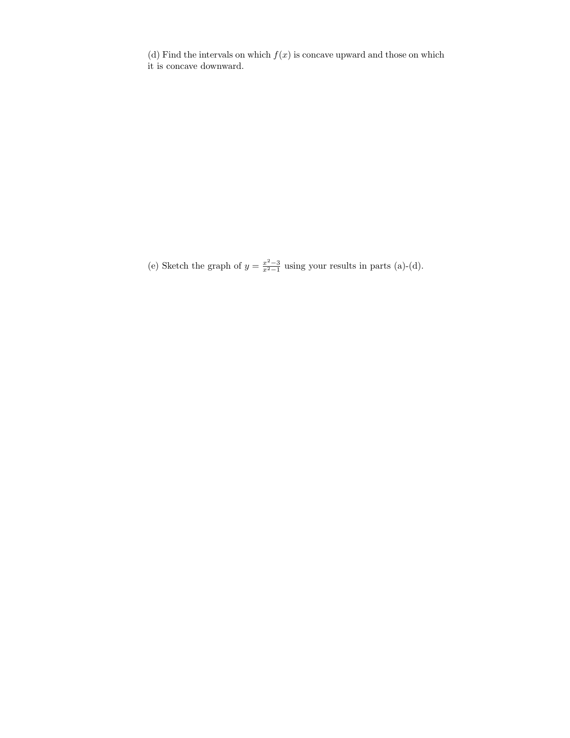(d) Find the intervals on which $f(x)$ is concave upward and those on which it is concave downward.

(e) Sketch the graph of $y = \frac{x^2-3}{x^2-1}$ using your results in parts (a)-(d).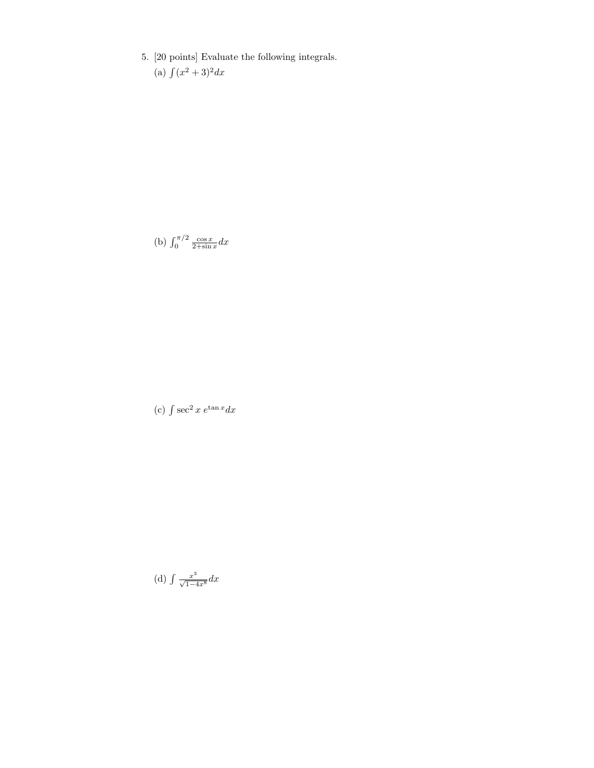5. [20 points] Evaluate the following integrals.

(a) $\int (x^2 + 3)^2 dx$

(b) $\int_0^{\pi/2} \frac{\cos x}{2+\sin x} dx$

(c) $\int \sec^2 x \; e^{\tan x} dx$

(d) $\int \frac{x^3}{\sqrt{1-4x^8}} dx$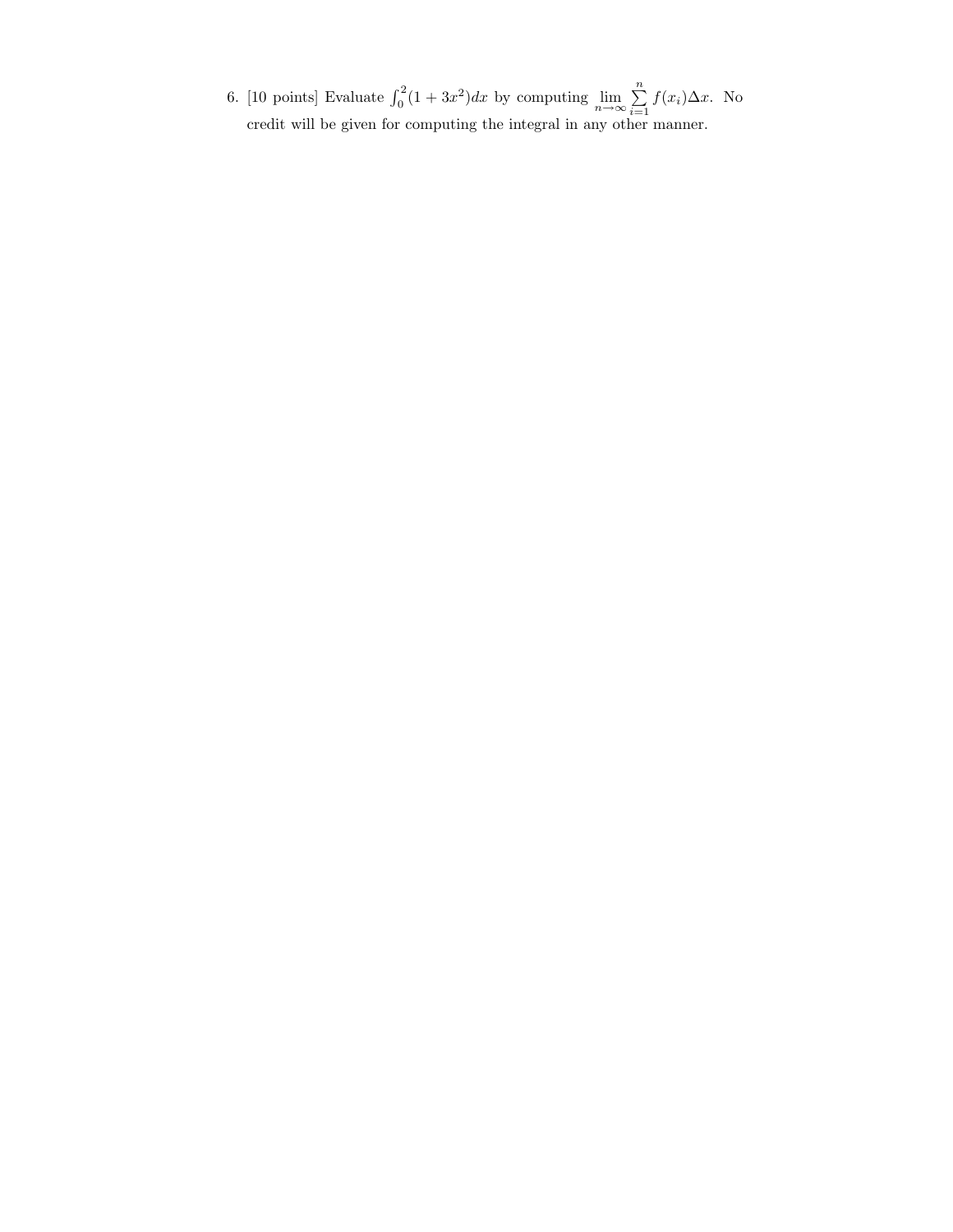6. [10 points] Evaluate $\int_0^2 (1 + 3x^2)dx$ by computing $\lim_{n\to\infty} \sum_{i=1}^{n} f(x_i)\Delta x$. No credit will be given for computing the integral in any other manner.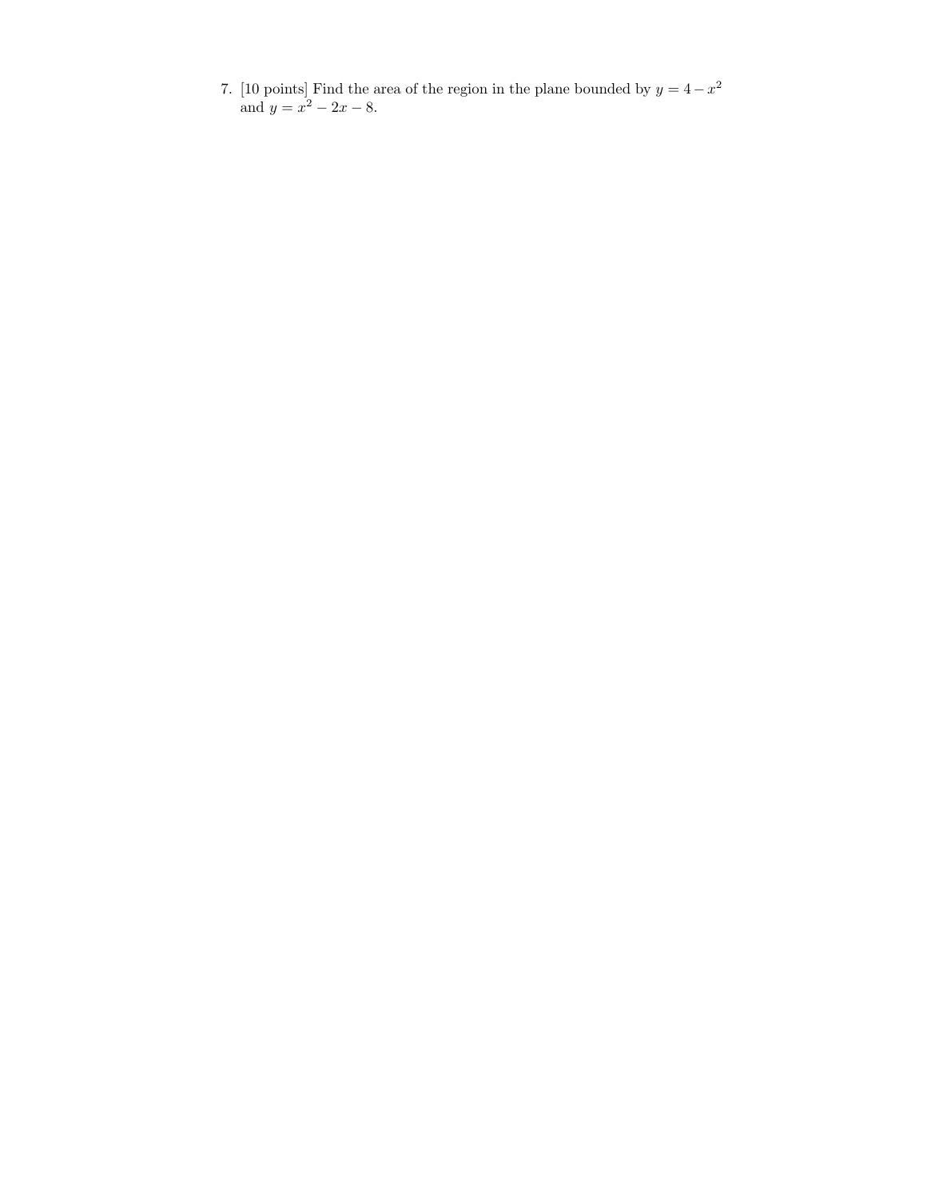7. [10 points] Find the area of the region in the plane bounded by $y = 4 - x^2$ and $y = x^2 - 2x - 8$.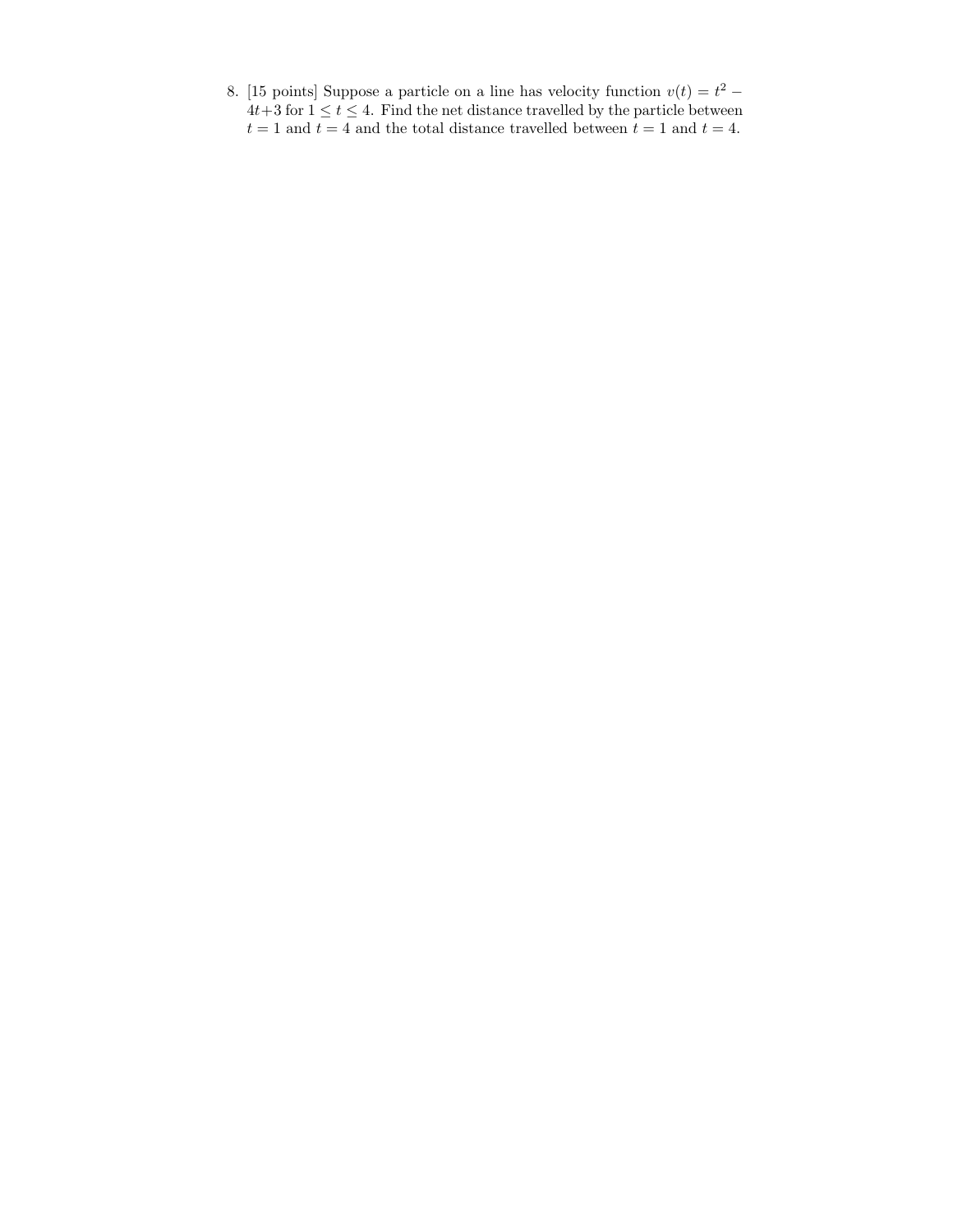8. [15 points] Suppose a particle on a line has velocity function $v(t) = t^2 - 4t + 3$ for $1 \leq t \leq 4$. Find the net distance travelled by the particle between $t = 1$ and $t = 4$ and the total distance travelled between $t = 1$ and $t = 4$.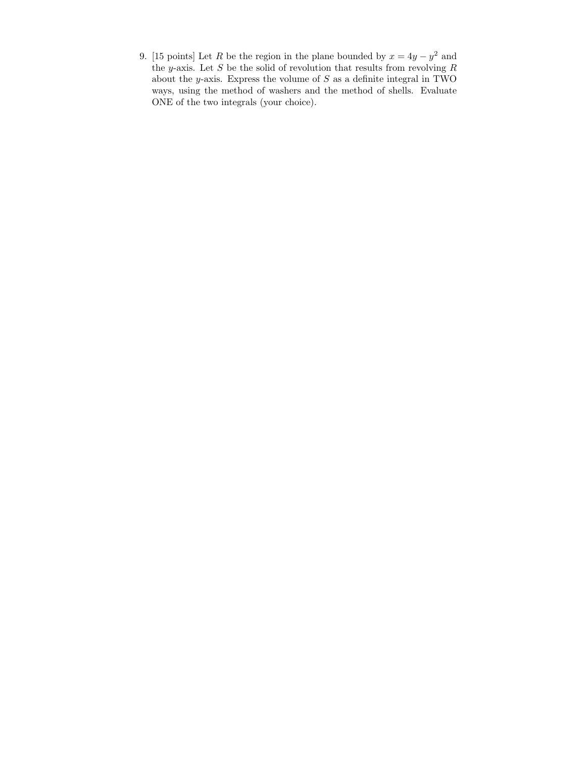9. [15 points] Let $R$ be the region in the plane bounded by $x = 4y - y^2$ and the $y$-axis. Let $S$ be the solid of revolution that results from revolving $R$ about the $y$-axis. Express the volume of $S$ as a definite integral in TWO ways, using the method of washers and the method of shells. Evaluate ONE of the two integrals (your choice).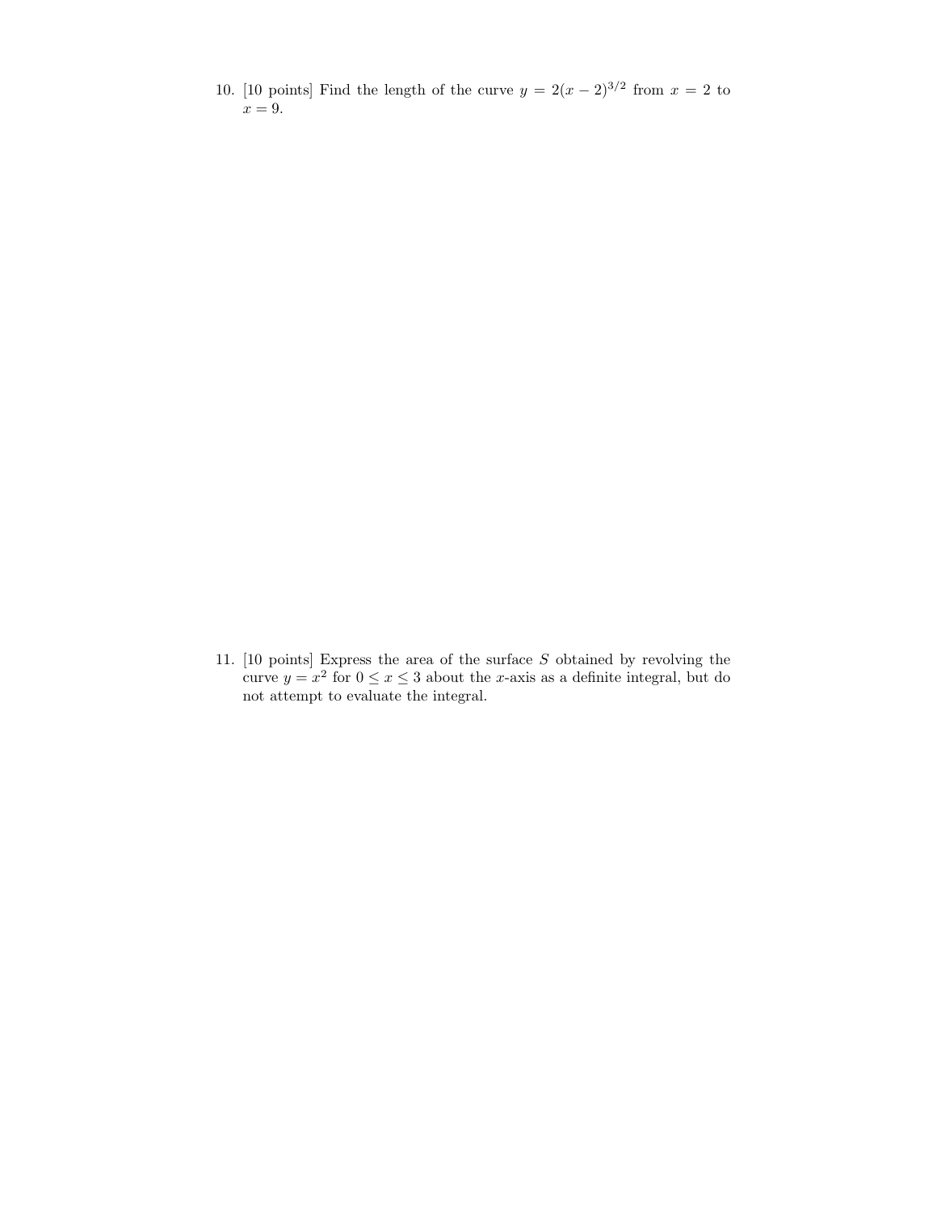10. [10 points] Find the length of the curve $y = 2(x-2)^{3/2}$ from $x = 2$ to $x = 9$.

11. [10 points] Express the area of the surface $S$ obtained by revolving the curve $y = x^2$ for $0 \leq x \leq 3$ about the $x$-axis as a definite integral, but do not attempt to evaluate the integral.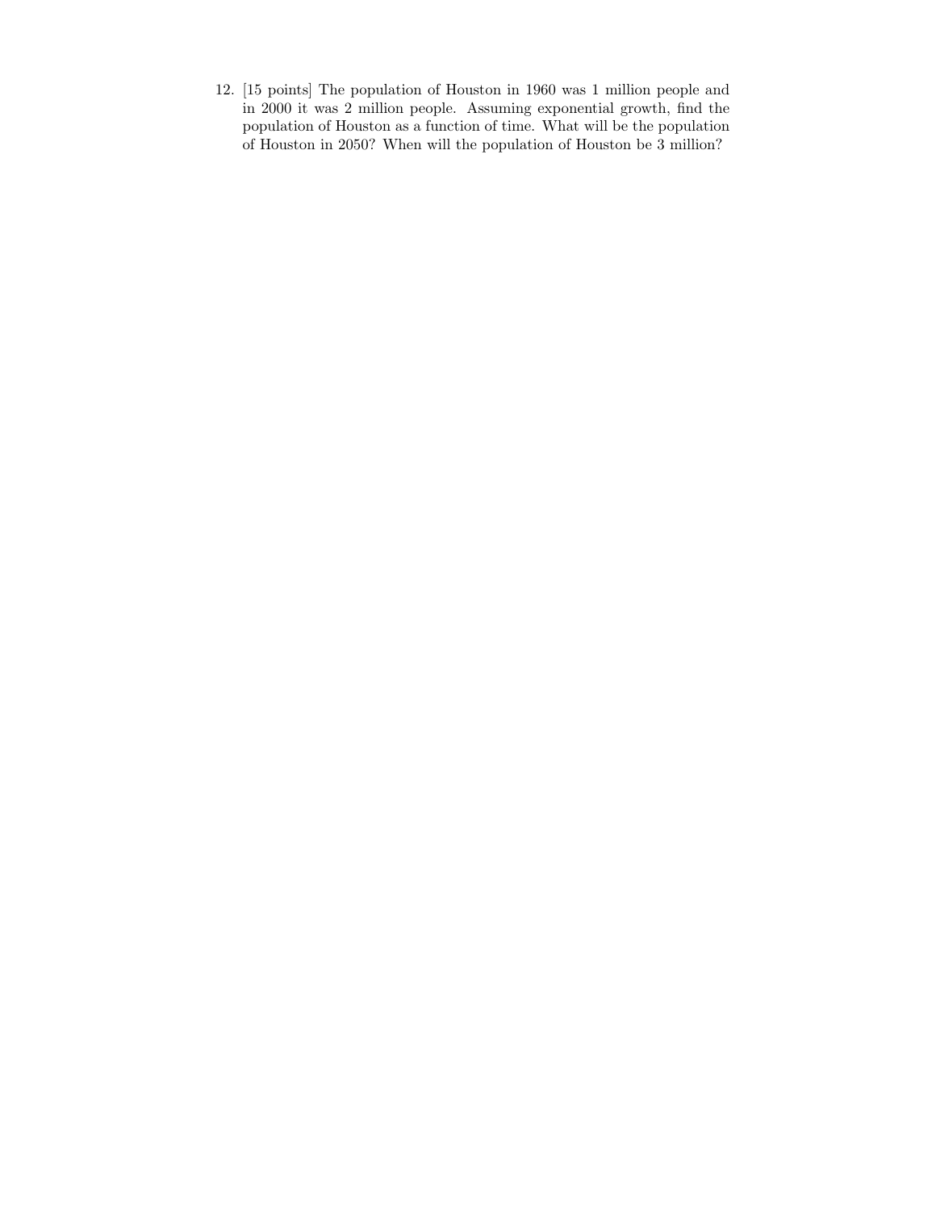12. [15 points] The population of Houston in 1960 was 1 million people and in 2000 it was 2 million people. Assuming exponential growth, find the population of Houston as a function of time. What will be the population of Houston in 2050? When will the population of Houston be 3 million?